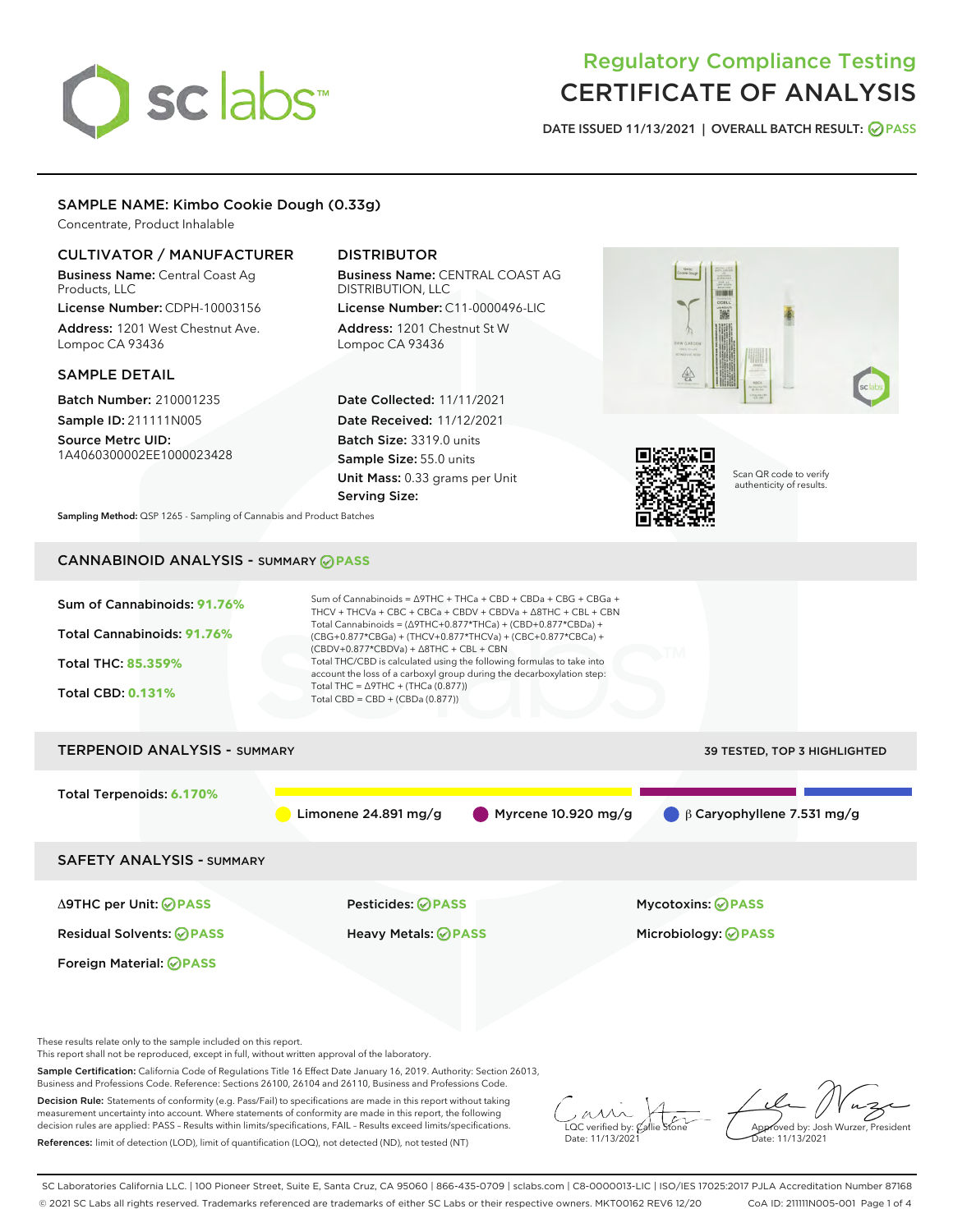# Regulatory Compliance Testing
# CERTIFICATE OF ANALYSIS

DATE ISSUED 11/13/2021 | OVERALL BATCH RESULT: PASS

## SAMPLE NAME: Kimbo Cookie Dough (0.33g)

Concentrate, Product Inhalable

### CULTIVATOR / MANUFACTURER

**Business Name:** Central Coast Ag Products, LLC

**License Number:** CDPH-10003156

**Address:** 1201 West Chestnut Ave. Lompoc CA 93436

### DISTRIBUTOR

**Business Name:** CENTRAL COAST AG DISTRIBUTION, LLC

**License Number:** C11-0000496-LIC

**Address:** 1201 Chestnut St W Lompoc CA 93436

### SAMPLE DETAIL

**Batch Number:** 210001235

**Sample ID:** 211111N005

**Source Metrc UID:** 1A4060300002EE1000023428

**Date Collected:** 11/11/2021

**Date Received:** 11/12/2021

**Batch Size:** 3319.0 units

**Sample Size:** 55.0 units

**Unit Mass:** 0.33 grams per Unit

**Serving Size:**

Scan QR code to verify authenticity of results.

**Sampling Method:** QSP 1265 - Sampling of Cannabis and Product Batches

## CANNABINOID ANALYSIS - SUMMARY PASS

Sum of Cannabinoids: **91.76%**

Total Cannabinoids: **91.76%**

Total THC: **85.359%**

Total CBD: **0.131%**

Sum of Cannabinoids = Δ9THC + THCa + CBD + CBDa + CBG + CBGa + THCV + THCVa + CBC + CBCa + CBDV + CBDVa + Δ8THC + CBL + CBN

Total Cannabinoids = (Δ9THC+0.877*THCa) + (CBD+0.877*CBDa) + (CBG+0.877*CBGa) + (THCV+0.877*THCVa) + (CBC+0.877*CBCa) + (CBDV+0.877*CBDVa) + Δ8THC + CBL + CBN

Total THC/CBD is calculated using the following formulas to take into account the loss of a carboxyl group during the decarboxylation step:

Total THC = Δ9THC + (THCa (0.877))

Total CBD = CBD + (CBDa (0.877))

## TERPENOID ANALYSIS - SUMMARY

39 TESTED, TOP 3 HIGHLIGHTED

Total Terpenoids: **6.170%**

Limonene 24.891 mg/g | Myrcene 10.920 mg/g | β Caryophyllene 7.531 mg/g

## SAFETY ANALYSIS - SUMMARY

| | | |
|---|---|---|
| Δ9THC per Unit: PASS | Pesticides: PASS | Mycotoxins: PASS |
| Residual Solvents: PASS | Heavy Metals: PASS | Microbiology: PASS |
| Foreign Material: PASS | | |

These results relate only to the sample included on this report.
This report shall not be reproduced, except in full, without written approval of the laboratory.

**Sample Certification:** California Code of Regulations Title 16 Effect Date January 16, 2019. Authority: Section 26013, Business and Professions Code. Reference: Sections 26100, 26104 and 26110, Business and Professions Code.

**Decision Rule:** Statements of conformity (e.g. Pass/Fail) to specifications are made in this report without taking measurement uncertainty into account. Where statements of conformity are made in this report, the following decision rules are applied: PASS – Results within limits/specifications, FAIL – Results exceed limits/specifications.

**References:** limit of detection (LOD), limit of quantification (LOQ), not detected (ND), not tested (NT)

LQC verified by: Callie Stone
Date: 11/13/2021

Approved by: Josh Wurzer, President
Date: 11/13/2021

SC Laboratories California LLC. | 100 Pioneer Street, Suite E, Santa Cruz, CA 95060 | 866-435-0709 | sclabs.com | C8-0000013-LIC | ISO/IES 17025:2017 PJLA Accreditation Number 87168
© 2021 SC Labs all rights reserved. Trademarks referenced are trademarks of either SC Labs or their respective owners. MKT00162 REV6 12/20 CoA ID: 211111N005-001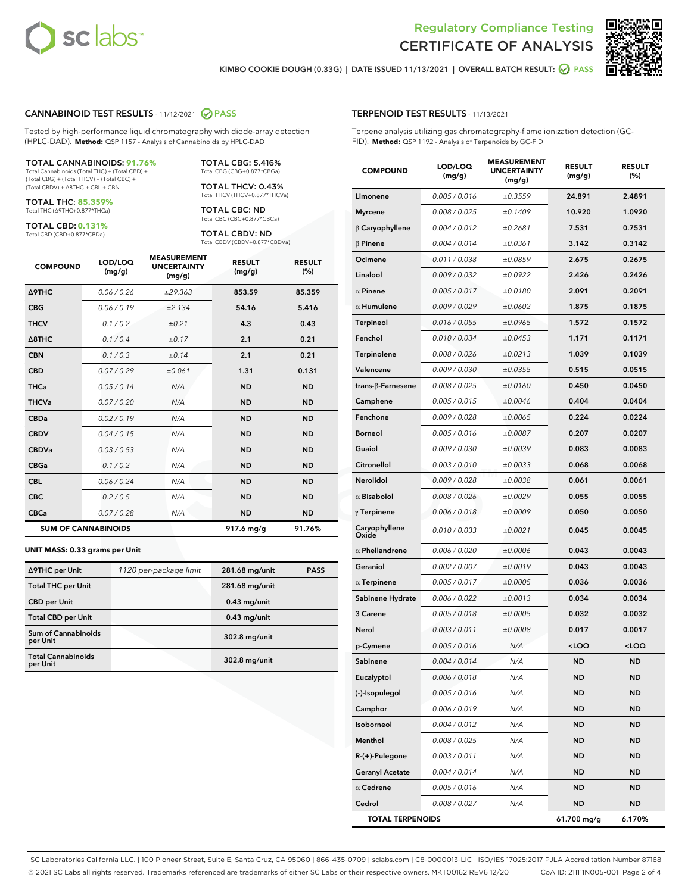Regulatory Compliance Testing

# CERTIFICATE OF ANALYSIS

KIMBO COOKIE DOUGH (0.33G) | DATE ISSUED 11/13/2021 | OVERALL BATCH RESULT: PASS

## CANNABINOID TEST RESULTS - 11/12/2021 PASS

Tested by high-performance liquid chromatography with diode-array detection (HPLC-DAD). **Method:** QSP 1157 - Analysis of Cannabinoids by HPLC-DAD

**TOTAL CANNABINOIDS: 91.76%**
Total Cannabinoids (Total THC) + (Total CBD) + (Total CBG) + (Total THCV) + (Total CBC) + (Total CBDV) + Δ8THC + CBL + CBN

**TOTAL THC: 85.359%**
Total THC (Δ9THC+0.877*THCa)

**TOTAL CBD: 0.131%**
Total CBD (CBD+0.877*CBDa)

**TOTAL CBG: 5.416%**
Total CBG (CBG+0.877*CBGa)

**TOTAL THCV: 0.43%**
Total THCV (THCV+0.877*THCVa)

**TOTAL CBC: ND**
Total CBC (CBC+0.877*CBCa)

**TOTAL CBDV: ND**
Total CBDV (CBDV+0.877*CBDVa)

| COMPOUND | LOD/LOQ (mg/g) | MEASUREMENT UNCERTAINTY (mg/g) | RESULT (mg/g) | RESULT (%) |
|---|---|---|---|---|
| Δ9THC | 0.06 / 0.26 | ±29.363 | 853.59 | 85.359 |
| CBG | 0.06 / 0.19 | ±2.134 | 54.16 | 5.416 |
| THCV | 0.1 / 0.2 | ±0.21 | 4.3 | 0.43 |
| Δ8THC | 0.1 / 0.4 | ±0.17 | 2.1 | 0.21 |
| CBN | 0.1 / 0.3 | ±0.14 | 2.1 | 0.21 |
| CBD | 0.07 / 0.29 | ±0.061 | 1.31 | 0.131 |
| THCa | 0.05 / 0.14 | N/A | ND | ND |
| THCVa | 0.07 / 0.20 | N/A | ND | ND |
| CBDa | 0.02 / 0.19 | N/A | ND | ND |
| CBDV | 0.04 / 0.15 | N/A | ND | ND |
| CBDVa | 0.03 / 0.53 | N/A | ND | ND |
| CBGa | 0.1 / 0.2 | N/A | ND | ND |
| CBL | 0.06 / 0.24 | N/A | ND | ND |
| CBC | 0.2 / 0.5 | N/A | ND | ND |
| CBCa | 0.07 / 0.28 | N/A | ND | ND |
| **SUM OF CANNABINOIDS** | | | 917.6 mg/g | 91.76% |

**UNIT MASS: 0.33 grams per Unit**

| | | | |
|---|---|---|---|
| Δ9THC per Unit | 1120 per-package limit | 281.68 mg/unit | PASS |
| Total THC per Unit | | 281.68 mg/unit | |
| CBD per Unit | | 0.43 mg/unit | |
| Total CBD per Unit | | 0.43 mg/unit | |
| Sum of Cannabinoids per Unit | | 302.8 mg/unit | |
| Total Cannabinoids per Unit | | 302.8 mg/unit | |

## TERPENOID TEST RESULTS - 11/13/2021

Terpene analysis utilizing gas chromatography-flame ionization detection (GC-FID). **Method:** QSP 1192 - Analysis of Terpenoids by GC-FID

| COMPOUND | LOD/LOQ (mg/g) | MEASUREMENT UNCERTAINTY (mg/g) | RESULT (mg/g) | RESULT (%) |
|---|---|---|---|---|
| Limonene | 0.005 / 0.016 | ±0.3559 | 24.891 | 2.4891 |
| Myrcene | 0.008 / 0.025 | ±0.1409 | 10.920 | 1.0920 |
| β Caryophyllene | 0.004 / 0.012 | ±0.2681 | 7.531 | 0.7531 |
| β Pinene | 0.004 / 0.014 | ±0.0361 | 3.142 | 0.3142 |
| Ocimene | 0.011 / 0.038 | ±0.0859 | 2.675 | 0.2675 |
| Linalool | 0.009 / 0.032 | ±0.0922 | 2.426 | 0.2426 |
| α Pinene | 0.005 / 0.017 | ±0.0180 | 2.091 | 0.2091 |
| α Humulene | 0.009 / 0.029 | ±0.0602 | 1.875 | 0.1875 |
| Terpineol | 0.016 / 0.055 | ±0.0965 | 1.572 | 0.1572 |
| Fenchol | 0.010 / 0.034 | ±0.0453 | 1.171 | 0.1171 |
| Terpinolene | 0.008 / 0.026 | ±0.0213 | 1.039 | 0.1039 |
| Valencene | 0.009 / 0.030 | ±0.0355 | 0.515 | 0.0515 |
| trans-β-Farnesene | 0.008 / 0.025 | ±0.0160 | 0.450 | 0.0450 |
| Camphene | 0.005 / 0.015 | ±0.0046 | 0.404 | 0.0404 |
| Fenchone | 0.009 / 0.028 | ±0.0065 | 0.224 | 0.0224 |
| Borneol | 0.005 / 0.016 | ±0.0087 | 0.207 | 0.0207 |
| Guaiol | 0.009 / 0.030 | ±0.0039 | 0.083 | 0.0083 |
| Citronellol | 0.003 / 0.010 | ±0.0033 | 0.068 | 0.0068 |
| Nerolidol | 0.009 / 0.028 | ±0.0038 | 0.061 | 0.0061 |
| α Bisabolol | 0.008 / 0.026 | ±0.0029 | 0.055 | 0.0055 |
| γ Terpinene | 0.006 / 0.018 | ±0.0009 | 0.050 | 0.0050 |
| Caryophyllene Oxide | 0.010 / 0.033 | ±0.0021 | 0.045 | 0.0045 |
| α Phellandrene | 0.006 / 0.020 | ±0.0006 | 0.043 | 0.0043 |
| Geraniol | 0.002 / 0.007 | ±0.0019 | 0.043 | 0.0043 |
| α Terpinene | 0.005 / 0.017 | ±0.0005 | 0.036 | 0.0036 |
| Sabinene Hydrate | 0.006 / 0.022 | ±0.0013 | 0.034 | 0.0034 |
| 3 Carene | 0.005 / 0.018 | ±0.0005 | 0.032 | 0.0032 |
| Nerol | 0.003 / 0.011 | ±0.0008 | 0.017 | 0.0017 |
| p-Cymene | 0.005 / 0.016 | N/A | <LOQ | <LOQ |
| Sabinene | 0.004 / 0.014 | N/A | ND | ND |
| Eucalyptol | 0.006 / 0.018 | N/A | ND | ND |
| (-)-Isopulegol | 0.005 / 0.016 | N/A | ND | ND |
| Camphor | 0.006 / 0.019 | N/A | ND | ND |
| Isoborneol | 0.004 / 0.012 | N/A | ND | ND |
| Menthol | 0.008 / 0.025 | N/A | ND | ND |
| R-(+)-Pulegone | 0.003 / 0.011 | N/A | ND | ND |
| Geranyl Acetate | 0.004 / 0.014 | N/A | ND | ND |
| α Cedrene | 0.005 / 0.016 | N/A | ND | ND |
| Cedrol | 0.008 / 0.027 | N/A | ND | ND |
| **TOTAL TERPENOIDS** | | | 61.700 mg/g | 6.170% |

SC Laboratories California LLC. | 100 Pioneer Street, Suite E, Santa Cruz, CA 95060 | 866-435-0709 | sclabs.com | C8-0000013-LIC | ISO/IES 17025:2017 PJLA Accreditation Number 87168
© 2021 SC Labs all rights reserved. Trademarks referenced are trademarks of either SC Labs or their respective owners. MKT00162 REV6 12/20 CoA ID: 211111N005-001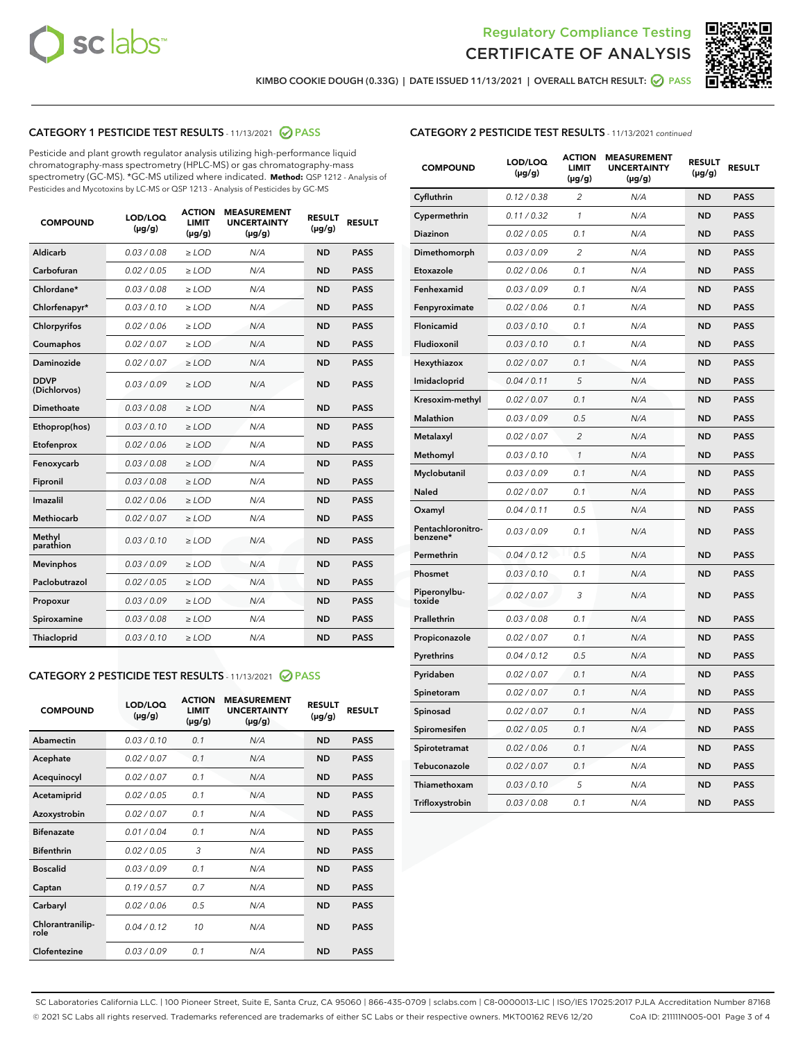Regulatory Compliance Testing

# CERTIFICATE OF ANALYSIS

KIMBO COOKIE DOUGH (0.33G) | DATE ISSUED 11/13/2021 | OVERALL BATCH RESULT: PASS

## CATEGORY 1 PESTICIDE TEST RESULTS - 11/13/2021 PASS

Pesticide and plant growth regulator analysis utilizing high-performance liquid chromatography-mass spectrometry (HPLC-MS) or gas chromatography-mass spectrometry (GC-MS). *GC-MS utilized where indicated. **Method:** QSP 1212 - Analysis of Pesticides and Mycotoxins by LC-MS or QSP 1213 - Analysis of Pesticides by GC-MS

| COMPOUND | LOD/LOQ (µg/g) | ACTION LIMIT (µg/g) | MEASUREMENT UNCERTAINTY (µg/g) | RESULT (µg/g) | RESULT |
|---|---|---|---|---|---|
| Aldicarb | 0.03 / 0.08 | ≥ LOD | N/A | ND | PASS |
| Carbofuran | 0.02 / 0.05 | ≥ LOD | N/A | ND | PASS |
| Chlordane* | 0.03 / 0.08 | ≥ LOD | N/A | ND | PASS |
| Chlorfenapyr* | 0.03 / 0.10 | ≥ LOD | N/A | ND | PASS |
| Chlorpyrifos | 0.02 / 0.06 | ≥ LOD | N/A | ND | PASS |
| Coumaphos | 0.02 / 0.07 | ≥ LOD | N/A | ND | PASS |
| Daminozide | 0.02 / 0.07 | ≥ LOD | N/A | ND | PASS |
| DDVP (Dichlorvos) | 0.03 / 0.09 | ≥ LOD | N/A | ND | PASS |
| Dimethoate | 0.03 / 0.08 | ≥ LOD | N/A | ND | PASS |
| Ethoprop(hos) | 0.03 / 0.10 | ≥ LOD | N/A | ND | PASS |
| Etofenprox | 0.02 / 0.06 | ≥ LOD | N/A | ND | PASS |
| Fenoxycarb | 0.03 / 0.08 | ≥ LOD | N/A | ND | PASS |
| Fipronil | 0.03 / 0.08 | ≥ LOD | N/A | ND | PASS |
| Imazalil | 0.02 / 0.06 | ≥ LOD | N/A | ND | PASS |
| Methiocarb | 0.02 / 0.07 | ≥ LOD | N/A | ND | PASS |
| Methyl parathion | 0.03 / 0.10 | ≥ LOD | N/A | ND | PASS |
| Mevinphos | 0.03 / 0.09 | ≥ LOD | N/A | ND | PASS |
| Paclobutrazol | 0.02 / 0.05 | ≥ LOD | N/A | ND | PASS |
| Propoxur | 0.03 / 0.09 | ≥ LOD | N/A | ND | PASS |
| Spiroxamine | 0.03 / 0.08 | ≥ LOD | N/A | ND | PASS |
| Thiacloprid | 0.03 / 0.10 | ≥ LOD | N/A | ND | PASS |

## CATEGORY 2 PESTICIDE TEST RESULTS - 11/13/2021 PASS

| COMPOUND | LOD/LOQ (µg/g) | ACTION LIMIT (µg/g) | MEASUREMENT UNCERTAINTY (µg/g) | RESULT (µg/g) | RESULT |
|---|---|---|---|---|---|
| Abamectin | 0.03 / 0.10 | 0.1 | N/A | ND | PASS |
| Acephate | 0.02 / 0.07 | 0.1 | N/A | ND | PASS |
| Acequinocyl | 0.02 / 0.07 | 0.1 | N/A | ND | PASS |
| Acetamiprid | 0.02 / 0.05 | 0.1 | N/A | ND | PASS |
| Azoxystrobin | 0.02 / 0.07 | 0.1 | N/A | ND | PASS |
| Bifenazate | 0.01 / 0.04 | 0.1 | N/A | ND | PASS |
| Bifenthrin | 0.02 / 0.05 | 3 | N/A | ND | PASS |
| Boscalid | 0.03 / 0.09 | 0.1 | N/A | ND | PASS |
| Captan | 0.19 / 0.57 | 0.7 | N/A | ND | PASS |
| Carbaryl | 0.02 / 0.06 | 0.5 | N/A | ND | PASS |
| Chlorantraniliprole | 0.04 / 0.12 | 10 | N/A | ND | PASS |
| Clofentezine | 0.03 / 0.09 | 0.1 | N/A | ND | PASS |
| Cyfluthrin | 0.12 / 0.38 | 2 | N/A | ND | PASS |
| Cypermethrin | 0.11 / 0.32 | 1 | N/A | ND | PASS |
| Diazinon | 0.02 / 0.05 | 0.1 | N/A | ND | PASS |
| Dimethomorph | 0.03 / 0.09 | 2 | N/A | ND | PASS |
| Etoxazole | 0.02 / 0.06 | 0.1 | N/A | ND | PASS |
| Fenhexamid | 0.03 / 0.09 | 0.1 | N/A | ND | PASS |
| Fenpyroximate | 0.02 / 0.06 | 0.1 | N/A | ND | PASS |
| Flonicamid | 0.03 / 0.10 | 0.1 | N/A | ND | PASS |
| Fludioxonil | 0.03 / 0.10 | 0.1 | N/A | ND | PASS |
| Hexythiazox | 0.02 / 0.07 | 0.1 | N/A | ND | PASS |
| Imidacloprid | 0.04 / 0.11 | 5 | N/A | ND | PASS |
| Kresoxim-methyl | 0.02 / 0.07 | 0.1 | N/A | ND | PASS |
| Malathion | 0.03 / 0.09 | 0.5 | N/A | ND | PASS |
| Metalaxyl | 0.02 / 0.07 | 2 | N/A | ND | PASS |
| Methomyl | 0.03 / 0.10 | 1 | N/A | ND | PASS |
| Myclobutanil | 0.03 / 0.09 | 0.1 | N/A | ND | PASS |
| Naled | 0.02 / 0.07 | 0.1 | N/A | ND | PASS |
| Oxamyl | 0.04 / 0.11 | 0.5 | N/A | ND | PASS |
| Pentachloronitrobenzene* | 0.03 / 0.09 | 0.1 | N/A | ND | PASS |
| Permethrin | 0.04 / 0.12 | 0.5 | N/A | ND | PASS |
| Phosmet | 0.03 / 0.10 | 0.1 | N/A | ND | PASS |
| Piperonylbutoxide | 0.02 / 0.07 | 3 | N/A | ND | PASS |
| Prallethrin | 0.03 / 0.08 | 0.1 | N/A | ND | PASS |
| Propiconazole | 0.02 / 0.07 | 0.1 | N/A | ND | PASS |
| Pyrethrins | 0.04 / 0.12 | 0.5 | N/A | ND | PASS |
| Pyridaben | 0.02 / 0.07 | 0.1 | N/A | ND | PASS |
| Spinetoram | 0.02 / 0.07 | 0.1 | N/A | ND | PASS |
| Spinosad | 0.02 / 0.07 | 0.1 | N/A | ND | PASS |
| Spiromesifen | 0.02 / 0.05 | 0.1 | N/A | ND | PASS |
| Spirotetramat | 0.02 / 0.06 | 0.1 | N/A | ND | PASS |
| Tebuconazole | 0.02 / 0.07 | 0.1 | N/A | ND | PASS |
| Thiamethoxam | 0.03 / 0.10 | 5 | N/A | ND | PASS |
| Trifloxystrobin | 0.03 / 0.08 | 0.1 | N/A | ND | PASS |

SC Laboratories California LLC. | 100 Pioneer Street, Suite E, Santa Cruz, CA 95060 | 866-435-0709 | sclabs.com | C8-0000013-LIC | ISO/IES 17025:2017 PJLA Accreditation Number 87168
© 2021 SC Labs all rights reserved. Trademarks referenced are trademarks of either SC Labs or their respective owners. MKT00162 REV6 12/20 CoA ID: 211111N005-001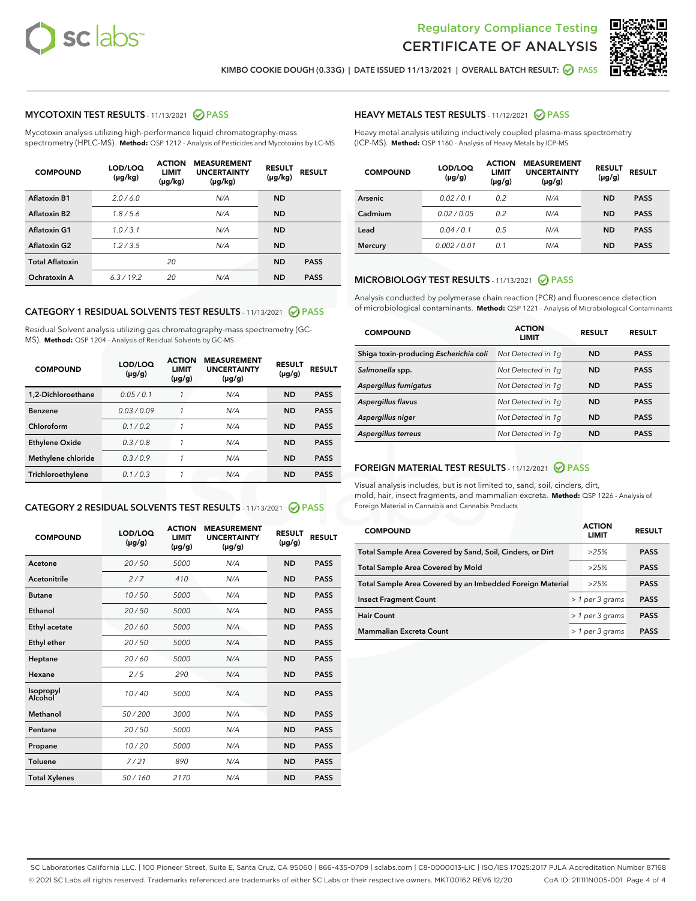Regulatory Compliance Testing
# CERTIFICATE OF ANALYSIS

KIMBO COOKIE DOUGH (0.33G) | DATE ISSUED 11/13/2021 | OVERALL BATCH RESULT: PASS

## MYCOTOXIN TEST RESULTS - 11/13/2021 PASS

Mycotoxin analysis utilizing high-performance liquid chromatography-mass spectrometry (HPLC-MS). **Method:** QSP 1212 - Analysis of Pesticides and Mycotoxins by LC-MS

| COMPOUND | LOD/LOQ (µg/kg) | ACTION LIMIT (µg/kg) | MEASUREMENT UNCERTAINTY (µg/kg) | RESULT (µg/kg) | RESULT |
|---|---|---|---|---|---|
| Aflatoxin B1 | 2.0 / 6.0 | | N/A | ND | |
| Aflatoxin B2 | 1.8 / 5.6 | | N/A | ND | |
| Aflatoxin G1 | 1.0 / 3.1 | | N/A | ND | |
| Aflatoxin G2 | 1.2 / 3.5 | | N/A | ND | |
| Total Aflatoxin | | 20 | | ND | PASS |
| Ochratoxin A | 6.3 / 19.2 | 20 | N/A | ND | PASS |

## CATEGORY 1 RESIDUAL SOLVENTS TEST RESULTS - 11/13/2021 PASS

Residual Solvent analysis utilizing gas chromatography-mass spectrometry (GC-MS). **Method:** QSP 1204 - Analysis of Residual Solvents by GC-MS

| COMPOUND | LOD/LOQ (µg/g) | ACTION LIMIT (µg/g) | MEASUREMENT UNCERTAINTY (µg/g) | RESULT (µg/g) | RESULT |
|---|---|---|---|---|---|
| 1,2-Dichloroethane | 0.05 / 0.1 | 1 | N/A | ND | PASS |
| Benzene | 0.03 / 0.09 | 1 | N/A | ND | PASS |
| Chloroform | 0.1 / 0.2 | 1 | N/A | ND | PASS |
| Ethylene Oxide | 0.3 / 0.8 | 1 | N/A | ND | PASS |
| Methylene chloride | 0.3 / 0.9 | 1 | N/A | ND | PASS |
| Trichloroethylene | 0.1 / 0.3 | 1 | N/A | ND | PASS |

## CATEGORY 2 RESIDUAL SOLVENTS TEST RESULTS - 11/13/2021 PASS

| COMPOUND | LOD/LOQ (µg/g) | ACTION LIMIT (µg/g) | MEASUREMENT UNCERTAINTY (µg/g) | RESULT (µg/g) | RESULT |
|---|---|---|---|---|---|
| Acetone | 20 / 50 | 5000 | N/A | ND | PASS |
| Acetonitrile | 2 / 7 | 410 | N/A | ND | PASS |
| Butane | 10 / 50 | 5000 | N/A | ND | PASS |
| Ethanol | 20 / 50 | 5000 | N/A | ND | PASS |
| Ethyl acetate | 20 / 60 | 5000 | N/A | ND | PASS |
| Ethyl ether | 20 / 50 | 5000 | N/A | ND | PASS |
| Heptane | 20 / 60 | 5000 | N/A | ND | PASS |
| Hexane | 2 / 5 | 290 | N/A | ND | PASS |
| Isopropyl Alcohol | 10 / 40 | 5000 | N/A | ND | PASS |
| Methanol | 50 / 200 | 3000 | N/A | ND | PASS |
| Pentane | 20 / 50 | 5000 | N/A | ND | PASS |
| Propane | 10 / 20 | 5000 | N/A | ND | PASS |
| Toluene | 7 / 21 | 890 | N/A | ND | PASS |
| Total Xylenes | 50 / 160 | 2170 | N/A | ND | PASS |

## HEAVY METALS TEST RESULTS - 11/12/2021 PASS

Heavy metal analysis utilizing inductively coupled plasma-mass spectrometry (ICP-MS). **Method:** QSP 1160 - Analysis of Heavy Metals by ICP-MS

| COMPOUND | LOD/LOQ (µg/g) | ACTION LIMIT (µg/g) | MEASUREMENT UNCERTAINTY (µg/g) | RESULT (µg/g) | RESULT |
|---|---|---|---|---|---|
| Arsenic | 0.02 / 0.1 | 0.2 | N/A | ND | PASS |
| Cadmium | 0.02 / 0.05 | 0.2 | N/A | ND | PASS |
| Lead | 0.04 / 0.1 | 0.5 | N/A | ND | PASS |
| Mercury | 0.002 / 0.01 | 0.1 | N/A | ND | PASS |

## MICROBIOLOGY TEST RESULTS - 11/13/2021 PASS

Analysis conducted by polymerase chain reaction (PCR) and fluorescence detection of microbiological contaminants. **Method:** QSP 1221 - Analysis of Microbiological Contaminants

| COMPOUND | ACTION LIMIT | RESULT | RESULT |
|---|---|---|---|
| Shiga toxin-producing *Escherichia coli* | Not Detected in 1g | ND | PASS |
| *Salmonella* spp. | Not Detected in 1g | ND | PASS |
| *Aspergillus fumigatus* | Not Detected in 1g | ND | PASS |
| *Aspergillus flavus* | Not Detected in 1g | ND | PASS |
| *Aspergillus niger* | Not Detected in 1g | ND | PASS |
| *Aspergillus terreus* | Not Detected in 1g | ND | PASS |

## FOREIGN MATERIAL TEST RESULTS - 11/12/2021 PASS

Visual analysis includes, but is not limited to, sand, soil, cinders, dirt, mold, hair, insect fragments, and mammalian excreta. **Method:** QSP 1226 - Analysis of Foreign Material in Cannabis and Cannabis Products

| COMPOUND | ACTION LIMIT | RESULT |
|---|---|---|
| Total Sample Area Covered by Sand, Soil, Cinders, or Dirt | >25% | PASS |
| Total Sample Area Covered by Mold | >25% | PASS |
| Total Sample Area Covered by an Imbedded Foreign Material | >25% | PASS |
| Insect Fragment Count | > 1 per 3 grams | PASS |
| Hair Count | > 1 per 3 grams | PASS |
| Mammalian Excreta Count | > 1 per 3 grams | PASS |

SC Laboratories California LLC. | 100 Pioneer Street, Suite E, Santa Cruz, CA 95060 | 866-435-0709 | sclabs.com | C8-0000013-LIC | ISO/IES 17025:2017 PJLA Accreditation Number 87168
© 2021 SC Labs all rights reserved. Trademarks referenced are trademarks of either SC Labs or their respective owners. MKT00162 REV6 12/20 CoA ID: 211111N005-001